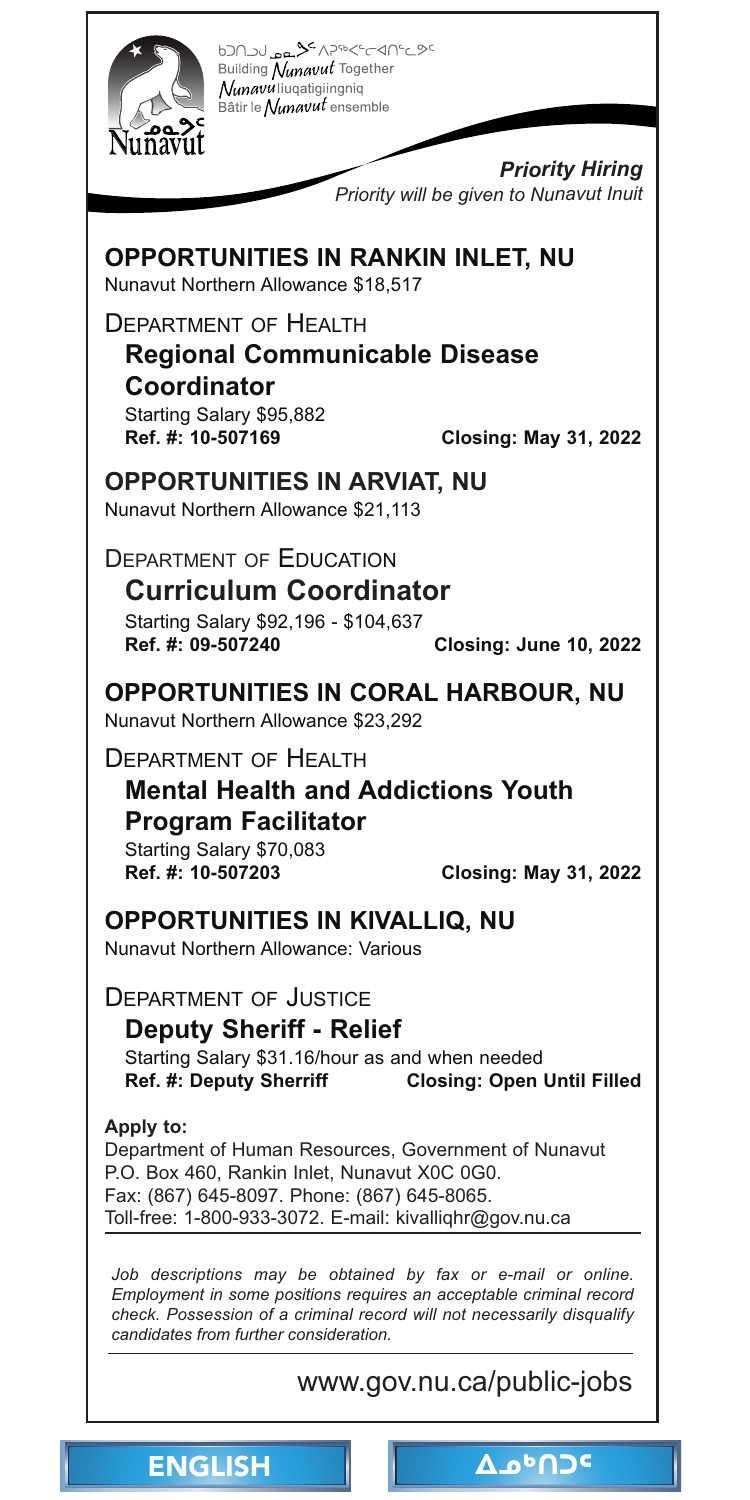ᑲᑐᑎᓐᓗᒍ ᓄᓇᕗᑦ ᐱᕈᖅᐹᓪᓕᐊᑎᓪᓗᒍ
Building *Nunavut* Together
*Nunavu*liuqatigiingniq
Bâtir le *Nunavut* ensemble

Nunavut

***Priority Hiring***
*Priority will be given to Nunavut Inuit*

## OPPORTUNITIES IN RANKIN INLET, NU

Nunavut Northern Allowance $18,517

### DEPARTMENT OF HEALTH

**Regional Communicable Disease Coordinator**

Starting Salary $95,882
**Ref. #: 10-507169** **Closing: May 31, 2022**

## OPPORTUNITIES IN ARVIAT, NU

Nunavut Northern Allowance $21,113

### DEPARTMENT OF EDUCATION

**Curriculum Coordinator**

Starting Salary $92,196 - $104,637
**Ref. #: 09-507240** **Closing: June 10, 2022**

## OPPORTUNITIES IN CORAL HARBOUR, NU

Nunavut Northern Allowance $23,292

### DEPARTMENT OF HEALTH

**Mental Health and Addictions Youth Program Facilitator**

Starting Salary $70,083
**Ref. #: 10-507203** **Closing: May 31, 2022**

## OPPORTUNITIES IN KIVALLIQ, NU

Nunavut Northern Allowance: Various

### DEPARTMENT OF JUSTICE

**Deputy Sheriff - Relief**

Starting Salary $31.16/hour as and when needed
**Ref. #: Deputy Sherriff** **Closing: Open Until Filled**

**Apply to:**
Department of Human Resources, Government of Nunavut
P.O. Box 460, Rankin Inlet, Nunavut X0C 0G0.
Fax: (867) 645-8097. Phone: (867) 645-8065.
Toll-free: 1-800-933-3072. E-mail: kivalliqhr@gov.nu.ca

*Job descriptions may be obtained by fax or e-mail or online. Employment in some positions requires an acceptable criminal record check. Possession of a criminal record will not necessarily disqualify candidates from further consideration.*

www.gov.nu.ca/public-jobs

ENGLISH ᐃᓄᒃᑎᑐᑦ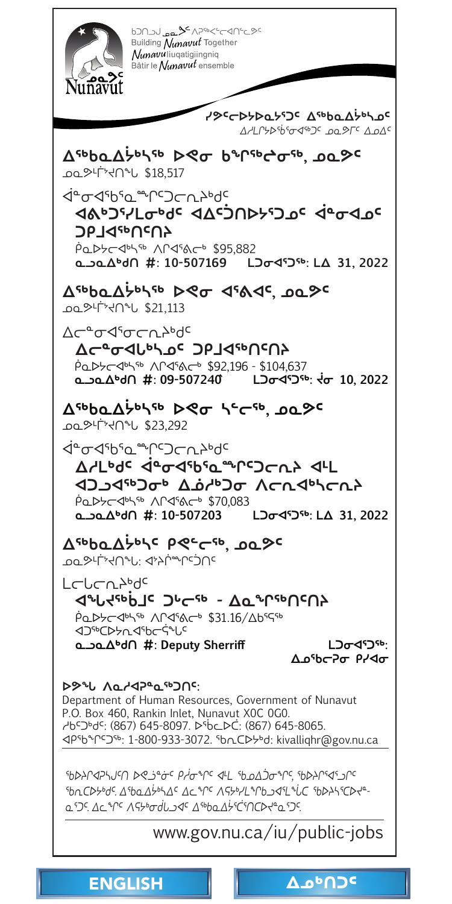ᑲᑎᙵᓗᑎ ᓄᓇᕗᑦ ᐱᐅᖅᑳᖅᑕᐅᓂᖓ
Building *Nunavut* Together
*Nunavu*liuqatigiingniq
Bâtir le *Nunavut* ensemble

Nunavut

ᓯᕗᓪᓕᐅᑉᐹᓪᓕᖅᑐᑦ ᐃᖅᑲᓇᐃᔮᒃᓴᓂᑦ
ᐃᓱᒪᒋᔭᐅᖃᑦᑕᕐᓂᐊᖅᑐᑦ ᓄᓇᕗᒻᒥᑦ ᐃᓄᐃᑦ

## ᐃᖅᑲᓇᐃᔮᒃᓴᖅ ᐅᕙᓂ ᑲᖏᖅᖠᓂᖅ, ᓄᓇᕗᑦ

ᓄᓇᕗᒻᒥᐅᔪᐊᖅᑎᒃᑯᑦ $18,517

ᐋᓐᓂᐊᖃᕐᓇᖏᑦᑐᓕᕆᔨᒃᑯᑦ

**ᐊᕕᒃᑐᖅᓯᒪᓂᒃᑯᑦ ᐊᐃᑦᑑᑎᐅᔾᔪᑎᓄᑦ ᐋᓐᓂᐊᓄᑦ ᑐᑭᒧᐊᖅᑎᑦᑎᔨ**

ᑭᓇᐅᔭᓕᐊᒃᓴᖅ ᐱᑎᐊᖅᕕᓕᒃ $95,882

**ᓈᓴᐅᑎᒃᑯᑦ #: 10-507169 ᒪᑐᐃᖅᑐᖅ: ᒪᐃ 31, 2022**

## ᐃᖅᑲᓇᐃᔮᒃᓴᖅ ᐅᕙᓂ ᐊᕐᕕᐊᑦ, ᓄᓇᕗᑦ

ᓄᓇᕗᒻᒥᐅᔪᐊᖅᑎᒃᑯᑦ $21,113

ᐃᓕᓐᓂᐊᕐᓂᓕᕆᔨᒃᑯᑦ

**ᐃᓕᓐᓂᐊᕐᕕᒃᓴᓄᑦ ᑐᑭᒧᐊᖅᑎᑦᑎᔨ**

ᑭᓇᐅᔭᓕᐊᒃᓴᖅ ᐱᑎᐊᖅᕕᓕᒃ $92,196 - $104,637

**ᓈᓴᐅᑎᒃᑯᑦ #: 09-507240 ᒪᑐᐃᖅᑐᖅ: ᔫᓂ 10, 2022**

## ᐃᖅᑲᓇᐃᔮᒃᓴᖅ ᐅᕙᓂ ᓴᓪᓖᖅ, ᓄᓇᕗᑦ

ᓄᓇᕗᒻᒥᐅᔪᐊᖅᑎᒃᑯᑦ $23,292

ᐋᓐᓂᐊᖃᕐᓇᖏᑦᑐᓕᕆᔨᒃᑯᑦ

**ᐃᓱᒪᒃᑯᑦ ᐋᓐᓂᐊᖃᕐᓇᖏᑦᑐᓕᕆᔨ ᐊᒻᒪ ᐊᑐᖁᐊᖅᑐᓂᒃ ᐃᓅᓯᒃᑐᓂ ᐱᓕᕆᐊᒃᓴᓕᕆᔨ**

ᑭᓇᐅᔭᓕᐊᒃᓴᖅ ᐱᑎᐊᖅᕕᓕᒃ $70,083

**ᓈᓴᐅᑎᒃᑯᑦ #: 10-507203 ᒪᑐᐃᖅᑐᖅ: ᒪᐃ 31, 2022**

## ᐃᖅᑲᓇᐃᔮᒃᓴᑦ ᕿᑭᖅᑖᓗᒃ, ᓄᓇᕗᑦ

ᓄᓇᕗᒻᒥᐅᔪᐊᖅᑎᒃᑯᑦ: ᐊᔾᔨᒌᙱᑦᑐᑦ

ᒪᓕᒐᓕᕆᔨᒃᑯᑦ

**ᐊᖓᔪᖅᑳᒧᑦ ᑐᓪᓕᖅ - ᐃᓇᖏᖅᑎᑦᑎᔨ**

ᑭᓇᐅᔭᓕᐊᒃᓴᖅ ᐱᑎᐊᖅᕕᓕᒃ $31.16/ᐃᑲᕐᕋᖅ

ᐊᑐᖅᑕᐅᔪᓂᐊᖅᑲᓂᖅᑲᐅᒐᓪᓚᑦ

**ᓈᓴᐅᑎᒃᑯᑦ #: Deputy Sherriff ᒪᑐᐃᖅᑐᖅ: ᐃᓄᒃᑲᓕᕐᓂ ᑭᓯᐊᓂ**

**ᐅᕙᖓ ᐱᓇᓱᐊᕈᓐᓇᖅᑐᑎᑦ:**

Department of Human Resources, Government of Nunavut
P.O. Box 460, Rankin Inlet, Nunavut X0C 0G0.
ᓱᑲᑦᑐᒃᑯᑦ: (867) 645-8097. ᐅᖃᓚᐅᑖ: (867) 645-8065.
ᐊᑭᖃᖏᑦᑐᖅ: 1-800-933-3072. ᖃᕆᑕᐅᔭᒃᑯᑦ: kivalliqhr@gov.nu.ca

ᖃᐅᔨᒋᐊᕐᓗᒋᑦ ᐅᕙᓃᖔᕐᓂ ᑭᒍᓐᖏᑦ ᐊᒻᒪ ᖃᓄᐃᓕᖓᓂᖏᑦ, ᖃᐅᔨᒋᐊᕐᕕᒋᓗᒋᑦ ᖃᕆᑕᐅᔭᒃᑯᑦ. ᐃᖃᓇᐃᔮᓂᑦ ᐃᓕᖏᑦ ᐱᕙᒃᓯᒪᖏᑲᓗᐊᕐᒪᖓᑕ ᖃᐅᔨᓴᖅᑕᐅᔪᓐᓇᖅᑐᑦ. ᐃᓕᖏᑦ ᐱᕙᒃᓂᑯᓗᐊᑦ ᐃᖅᑲᓇᐃᔮᖅᑖᕆᑎᑕᐅᓇᓱᖅᑐᑦ.

www.gov.nu.ca/iu/public-jobs

ENGLISH | ᐃᓄᒃᑎᑐᑦ